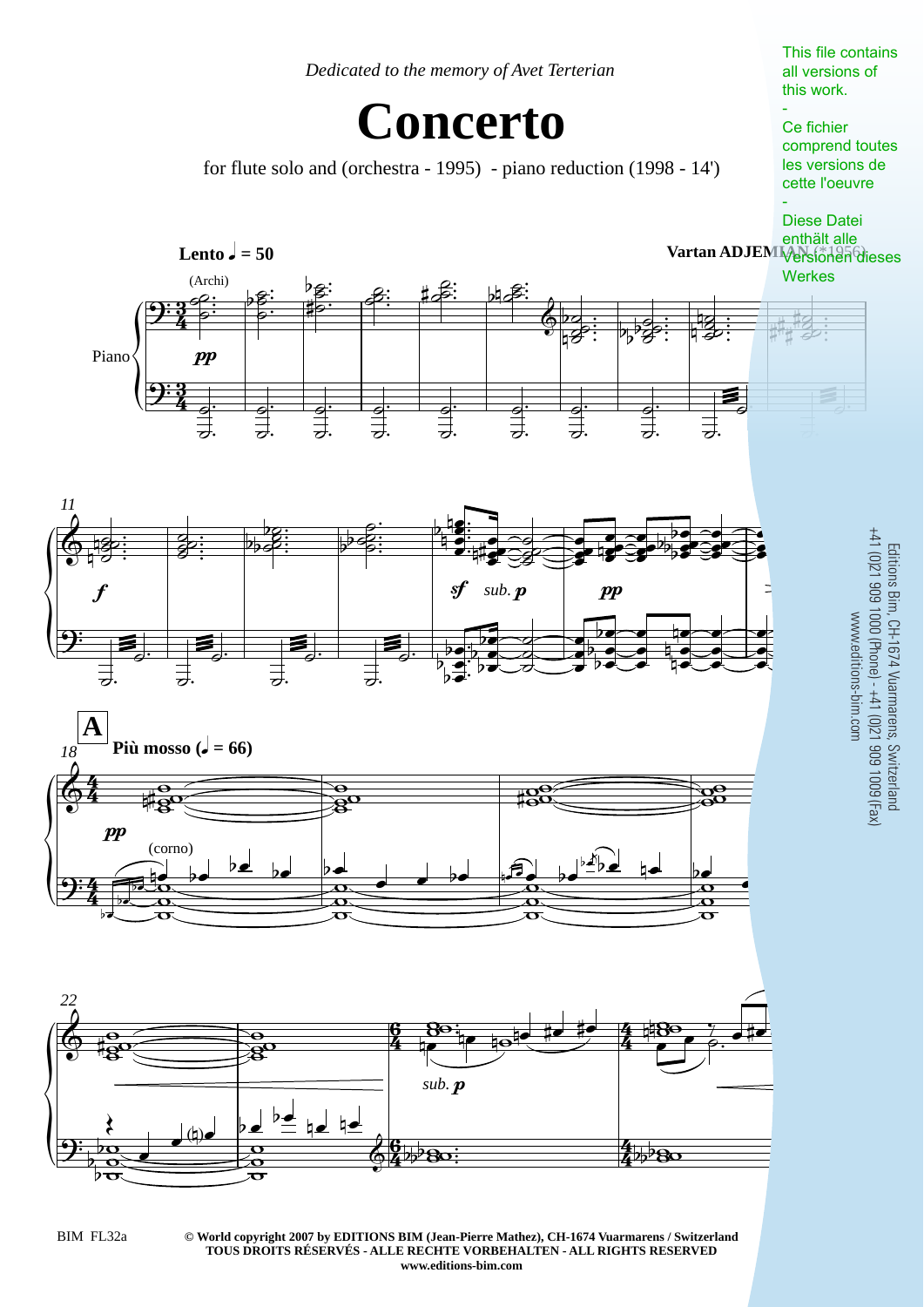*Dedicated to the memory of Avet Terterian*

# Concerto

for flute solo and (orchestra - 1995) - piano reduction (1998 - 14')

This file contains all versions of this work.

-

Ce fichier comprend toutes les versions de cette l'oeuvre

-

Diese Datei enthält alle Versionen dieses Werkes

**Vartan ADJEMIAN** (*1956)

Editions Bim, CH-1674 Vuarmarens, Switzerland
+41 (0)21 909 1000 (Phone) - +41 (0)21 909 1009 (Fax)
www.editions-bim.com

BIM FL32a

**© World copyright 2007 by EDITIONS BIM (Jean-Pierre Mathez), CH-1674 Vuarmarens / Switzerland**
**TOUS DROITS RÉSERVÉS - ALLE RECHTE VORBEHALTEN - ALL RIGHTS RESERVED**
**www.editions-bim.com**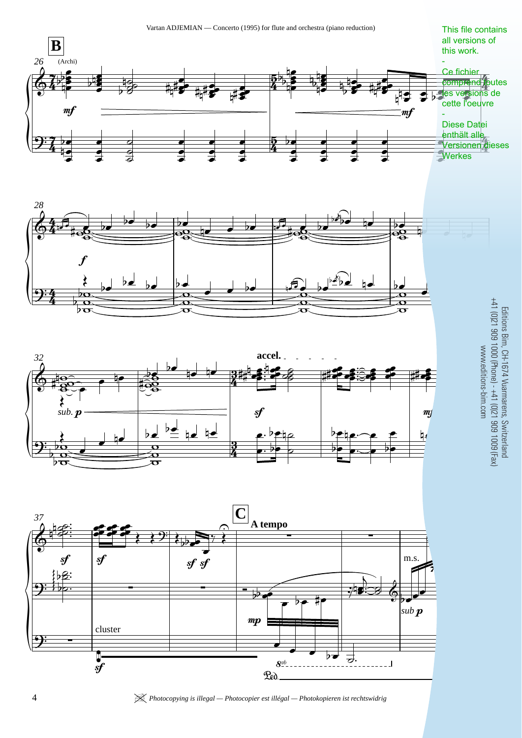This file contains all versions of this work.

-

Ce fichier comprend toutes les versions de cette l'oeuvre

-

Diese Datei enthält alle Versionen dieses Werkes

Editions Bim, CH-1674 Vuarmarens, Switzerland
+41 (0)21 909 1000 (Phone) - +41 (0)21 909 1009 (Fax)
www.editions-bim.com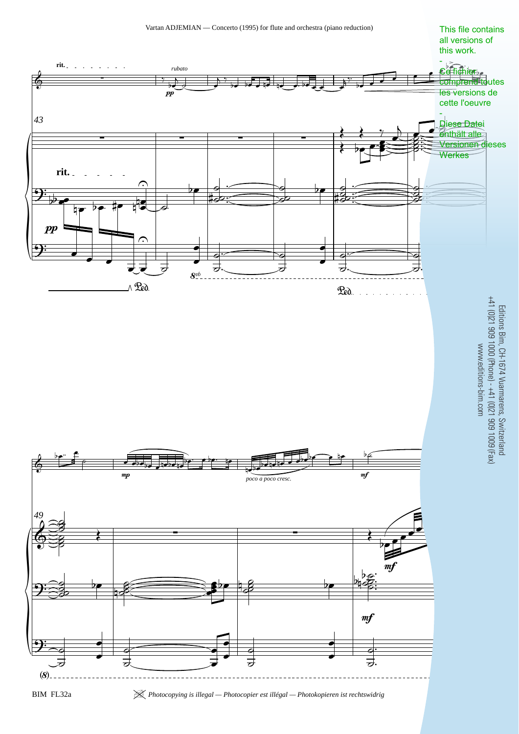This file contains all versions of this work.

-

Ce fichier comprend toutes les versions de cette oeuvre

-

Diese Datei enthält alle Versionen dieses Werkes

Editions Bim, CH-1674 Vuarmarens, Switzerland
+41 (0)21 909 1000 (Phone) - +41 (0)21 909 1009 (Fax)
www.editions-bim.com

*Photocopying is illegal — Photocopier est illégal — Photokopieren ist rechtswidrig*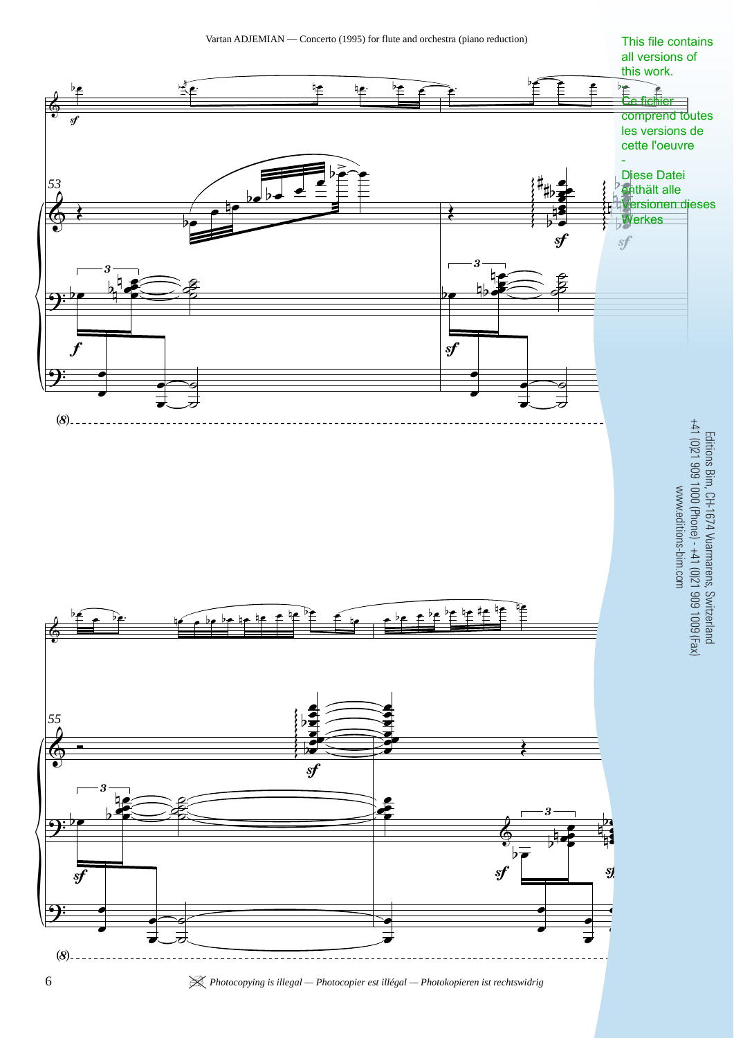This file contains all versions of this work.

Ce fichier comprend toutes les versions de cette l'oeuvre

-

Diese Datei enthält alle Versionen dieses Werkes

Editions Bim, CH-1674 Vuarmarens, Switzerland
+41 (0)21 909 1000 (Phone) - +41 (0)21 909 1009 (Fax)
www.editions-bim.com

*Photocopying is illegal — Photocopier est illégal — Photokopieren ist rechtswidrig*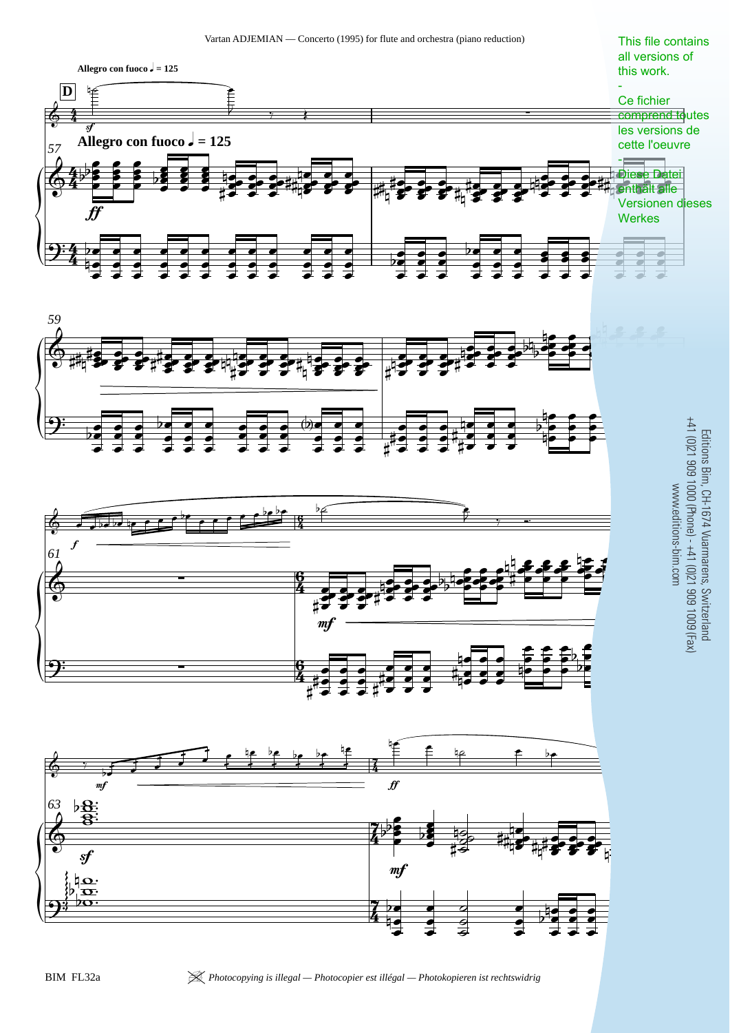Allegro con fuoco ♩ = 125

**D**

*sf*

**Allegro con fuoco ♩ = 125**

57

*ff*

59

61

*f*

*mf*

63

*mf*

*sf*

*ff*

*mf*

This file contains all versions of this work.

-

Ce fichier comprend toutes les versions de cette l'oeuvre

-

Diese Datei enthält alle Versionen dieses Werkes

Editions Bim, CH-1674 Vuarmarens, Switzerland
+41 (0)21 909 1000 (Phone) - +41 (0)21 909 1009 (Fax)
www.editions-bim.com

*Photocopying is illegal — Photocopier est illégal — Photokopieren ist rechtswidrig*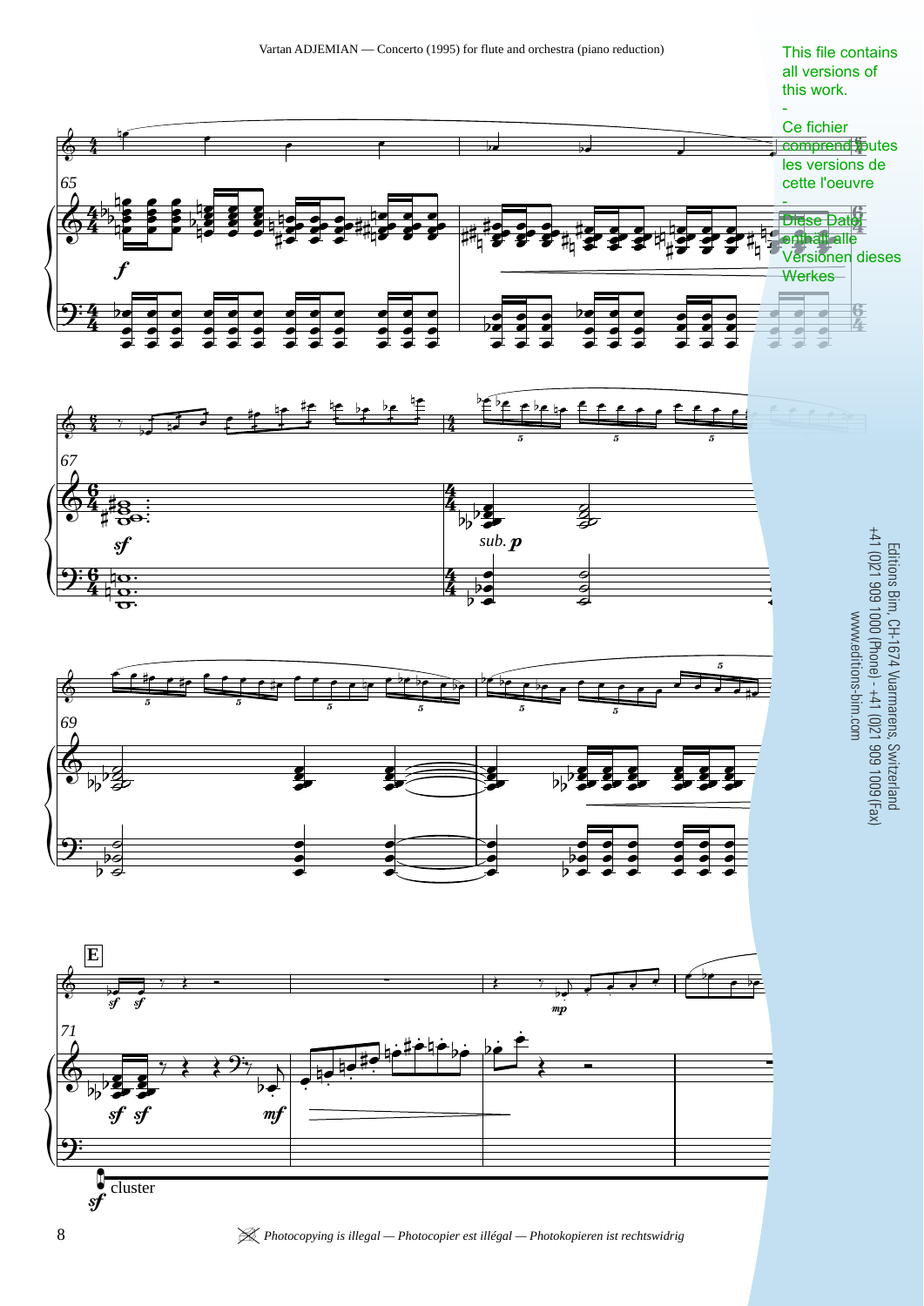This file contains all versions of this work.

-

Ce fichier comprend toutes les versions de cette oeuvre

-

Diese Datei enthält alle Versionen dieses Werkes

Editions Bim, CH-1674 Vuarmarens, Switzerland
+41 (0)21 909 1000 (Phone) - +41 (0)21 909 1009 (Fax)
www.editions-bim.com

*Photocopying is illegal — Photocopier est illégal — Photokopieren ist rechtswidrig*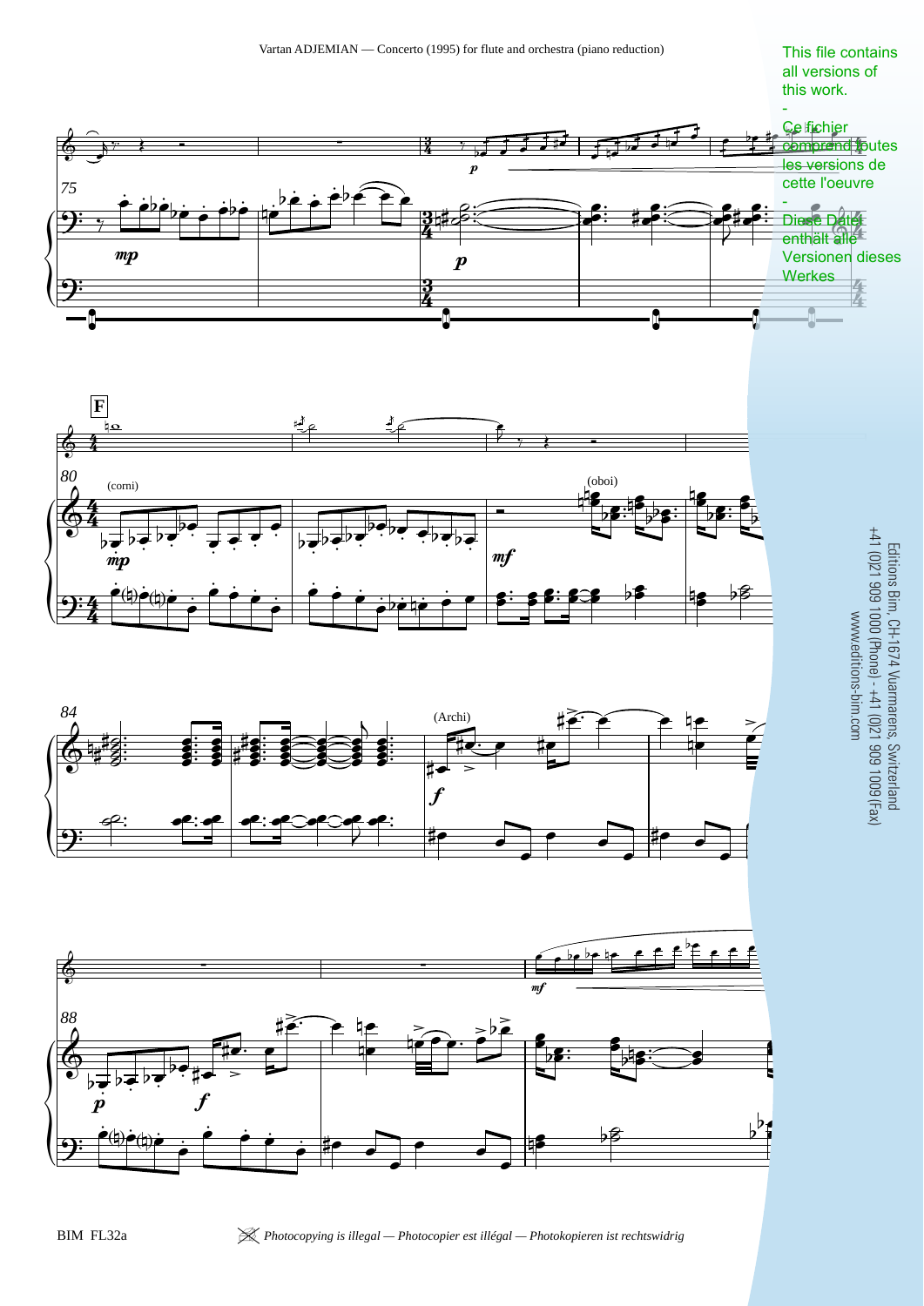This file contains all versions of this work.

-

Ce fichier comprend toutes les versions de cette l'oeuvre

-

Diese Datei enthält alle Versionen dieses Werkes

Editions Bim, CH-1674 Vuarmarens, Switzerland
+41 (0)21 909 1000 (Phone) - +41 (0)21 909 1009 (Fax)
www.editions-bim.com

*Photocopying is illegal — Photocopier est illégal — Photokopieren ist rechtswidrig*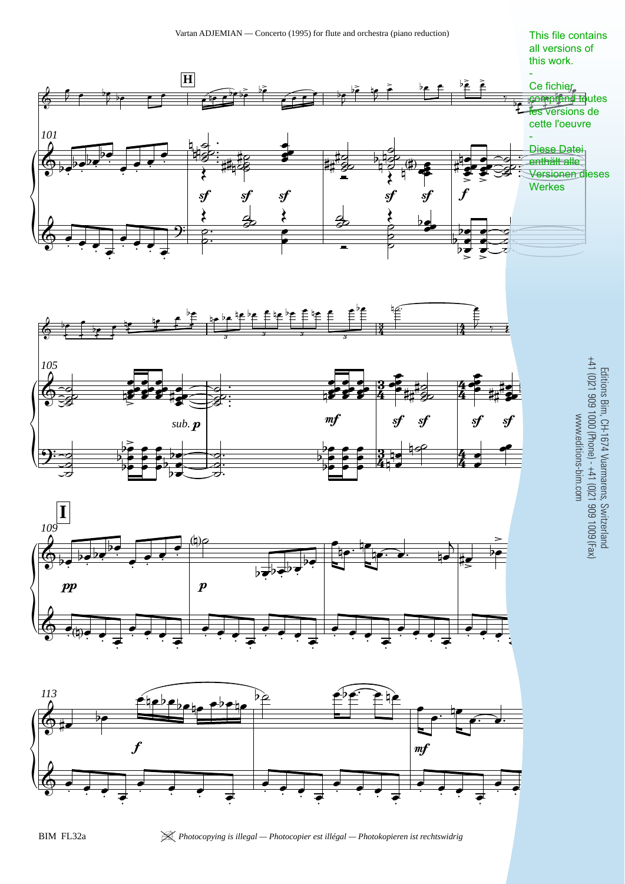This file contains all versions of this work.

-

Ce fichier comprend toutes les versions de cette l'oeuvre

-

Diese Datei enthält alle Versionen dieses Werkes

Editions Bim, CH-1674 Vuarmarens, Switzerland
+41 (0)21 909 1000 (Phone) - +41 (0)21 909 1009 (Fax)
www.editions-bim.com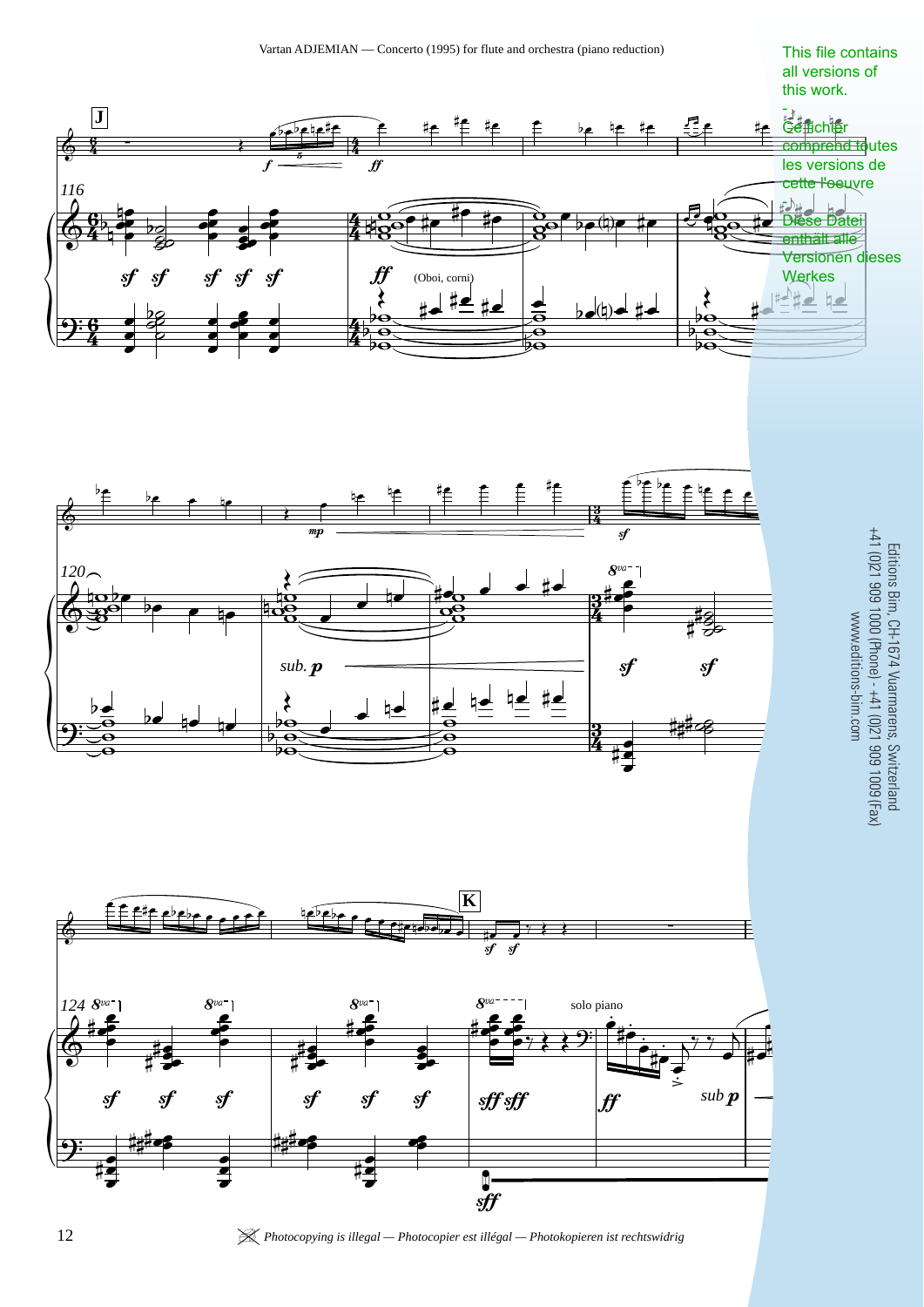This file contains all versions of this work.

Ce fichier comprend toutes les versions de cette l'oeuvre

Diese Datei enthält alle Versionen dieses Werkes

Editions Bim, CH-1674 Vuarmarens, Switzerland
+41 (0)21 909 1000 (Phone) - +41 (0)21 909 1009 (Fax)
www.editions-bim.com

*Photocopying is illegal — Photocopier est illégal — Photokopieren ist rechtswidrig*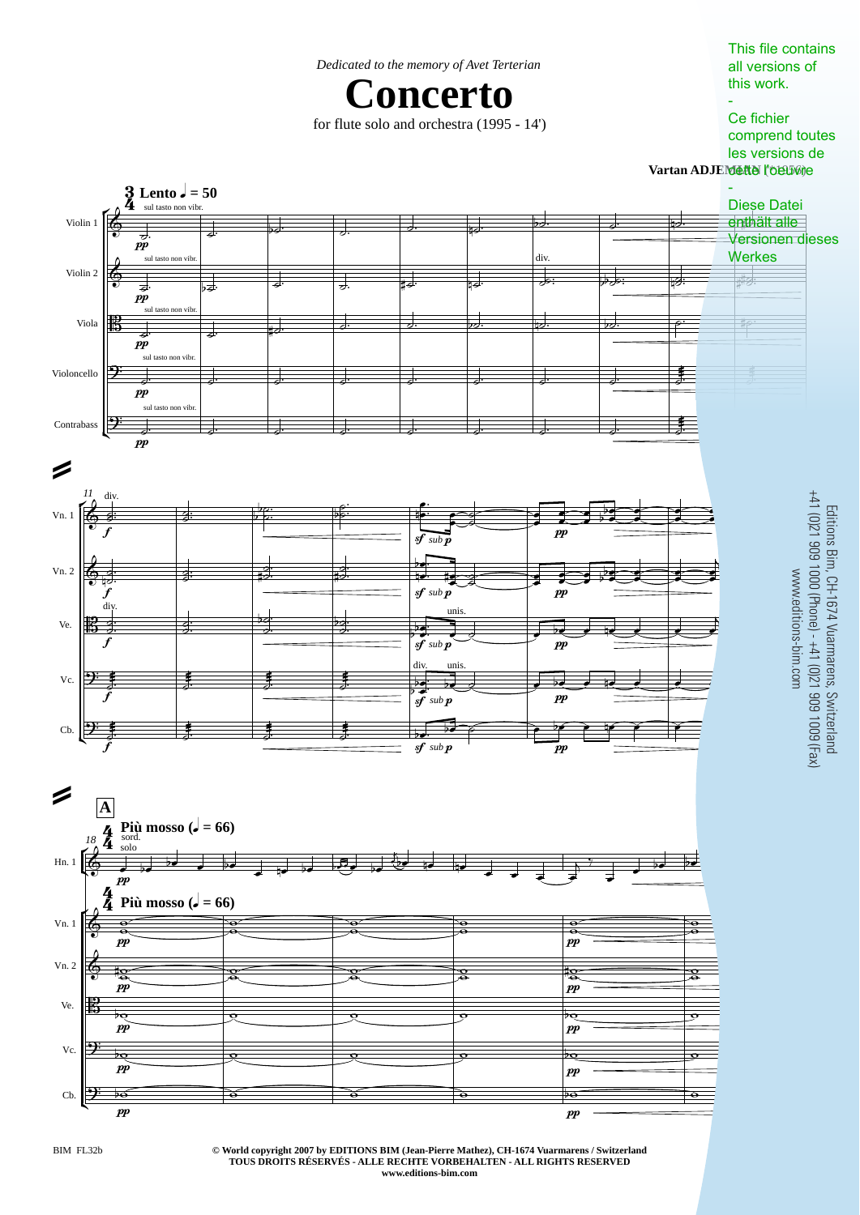*Dedicated to the memory of Avet Terterian*

# Concerto

for flute solo and orchestra (1995 - 14')

**Vartan ADJEMIAN (\*1956)**

This file contains all versions of this work.

-

Ce fichier comprend toutes les versions de cette œuvre

-

Diese Datei enthält alle Versionen dieses Werkes

Editions Bim, CH-1674 Vuarmarens, Switzerland
+41 (0)21 909 1000 (Phone) - +41 (0)21 909 1009 (Fax)
www.editions-bim.com

**© World copyright 2007 by EDITIONS BIM (Jean-Pierre Mathez), CH-1674 Vuarmarens / Switzerland**
**TOUS DROITS RÉSERVÉS - ALLE RECHTE VORBEHALTEN - ALL RIGHTS RESERVED**
**www.editions-bim.com**

BIM FL32b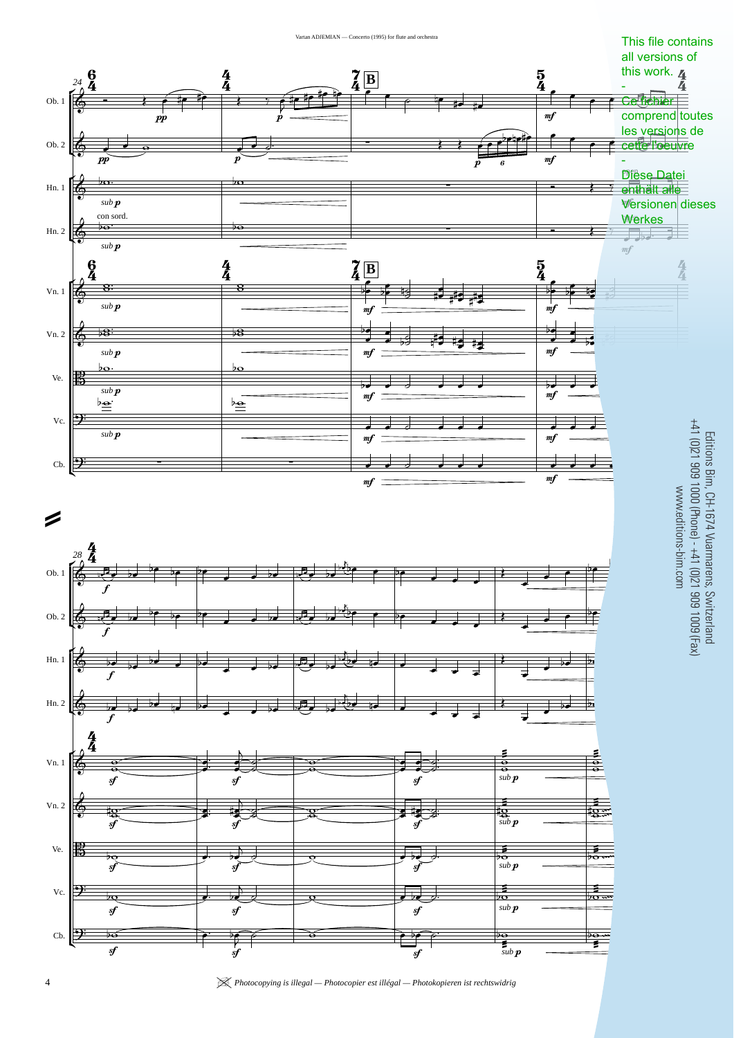This file contains all versions of this work.

-

Ce fichier comprend toutes les versions de cette l'oeuvre

-

Diese Datei enthält alle Versionen dieses Werkes

Editions Bim, CH-1674 Vuarmarens, Switzerland
+41 (0)21 909 1000 (Phone) - +41 (0)21 909 1009 (Fax)
www.editions-bim.com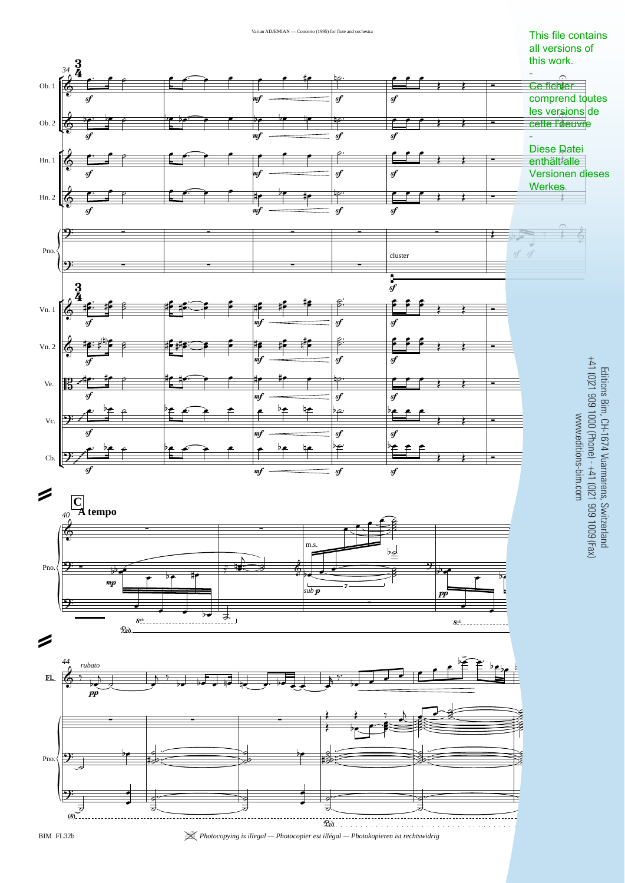This file contains all versions of this work.

-

Ce fichier comprend toutes les versions de cette l'œuvre

-

Diese Datei enthält alle Versionen dieses Werkes

Editions Bim, CH-1674 Vuarmarens, Switzerland
+41 (0)21 909 1000 (Phone) - +41 (0)21 909 1009 (Fax)
www.editions-bim.com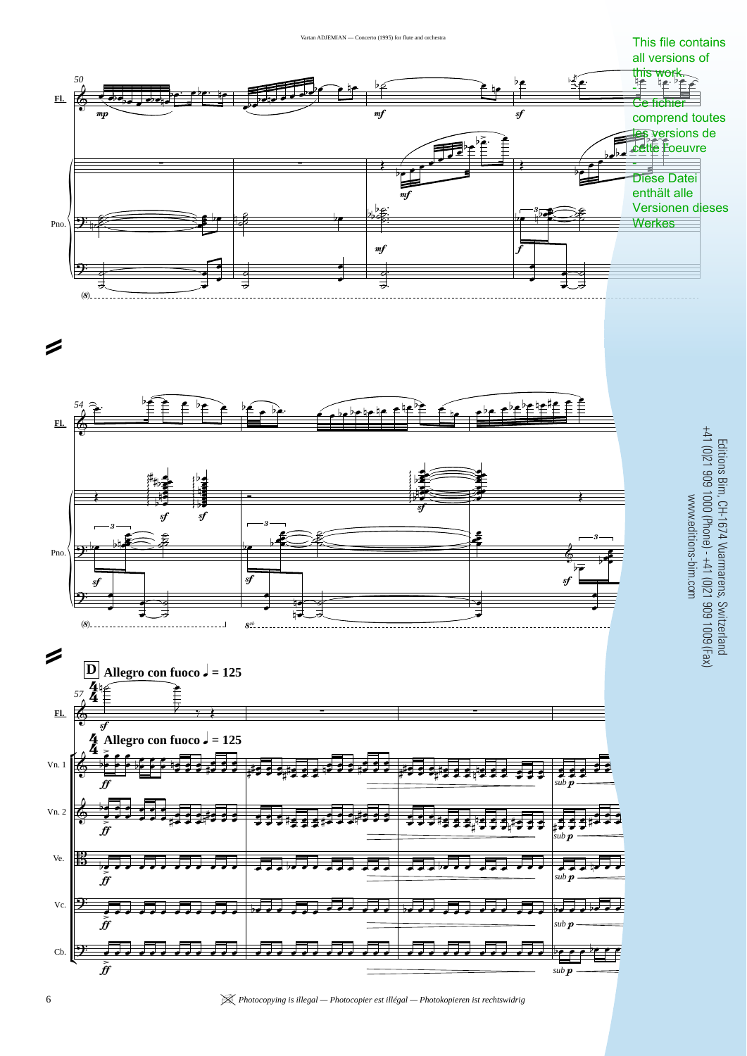This file contains all versions of this work.

Ce fichier comprend toutes les versions de cette oeuvre

-

Diese Datei enthält alle Versionen dieses Werkes

Editions Bim, CH-1674 Vuarmarens, Switzerland
+41 (0)21 909 1000 (Phone) - +41 (0)21 909 1009 (Fax)
www.editions-bim.com

**D** **Allegro con fuoco** ♩ = 125

*Photocopying is illegal — Photocopier est illégal — Photokopieren ist rechtswidrig*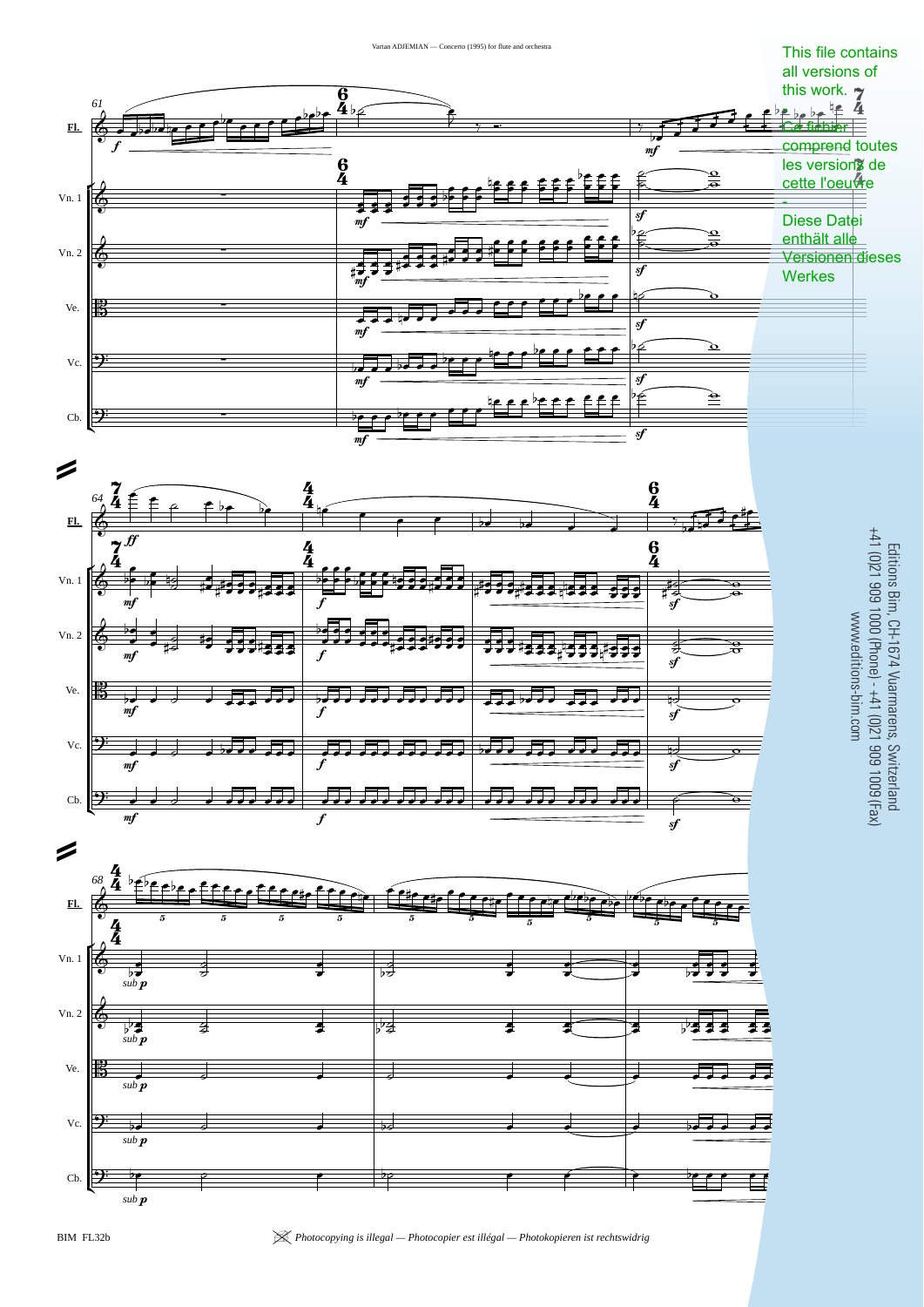This file contains all versions of this work.

Ce fichier comprend toutes les versions de cette l'oeuvre

-

Diese Datei enthält alle Versionen dieses Werkes

Editions Bim, CH-1674 Vuarmarens, Switzerland
+41 (0)21 909 1000 (Phone) - +41 (0)21 909 1009 (Fax)
www.editions-bim.com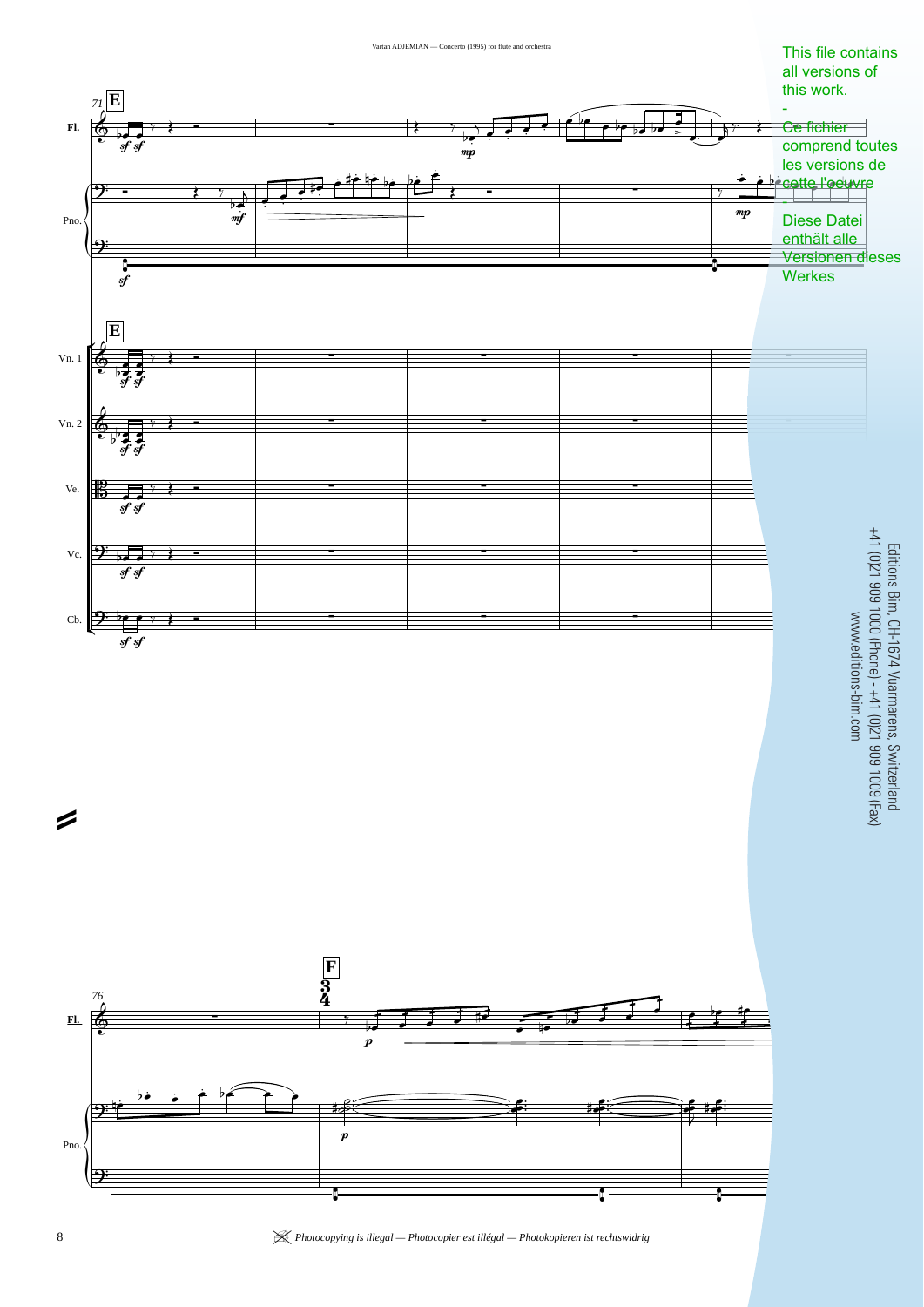This file contains all versions of this work.

-

Ce fichier comprend toutes les versions de cette l'oeuvre

-

Diese Datei enthält alle Versionen dieses Werkes

Editions Bim, CH-1674 Vuarmarens, Switzerland
+41 (0)21 909 1000 (Phone) - +41 (0)21 909 1009 (Fax)
www.editions-bim.com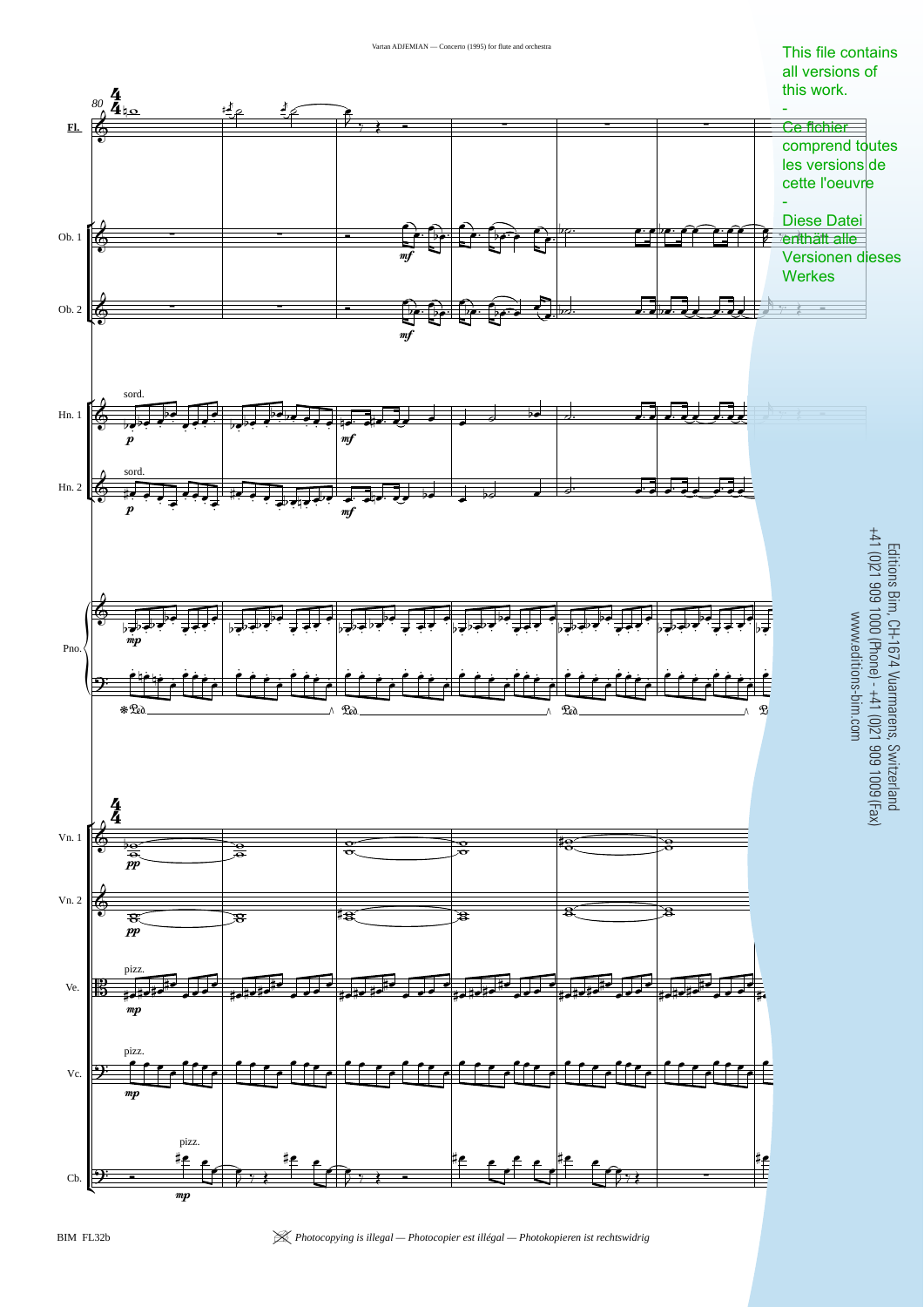This file contains all versions of this work.

-

Ce fichier comprend toutes les versions de cette l'oeuvre

-

Diese Datei enthält alle Versionen dieses Werkes

Editions Bim, CH-1674 Vuarmarens, Switzerland
+41 (0)21 909 1000 (Phone) - +41 (0)21 909 1009 (Fax)
www.editions-bim.com

BIM FL32b

*Photocopying is illegal — Photocopier est illégal — Photokopieren ist rechtswidrig*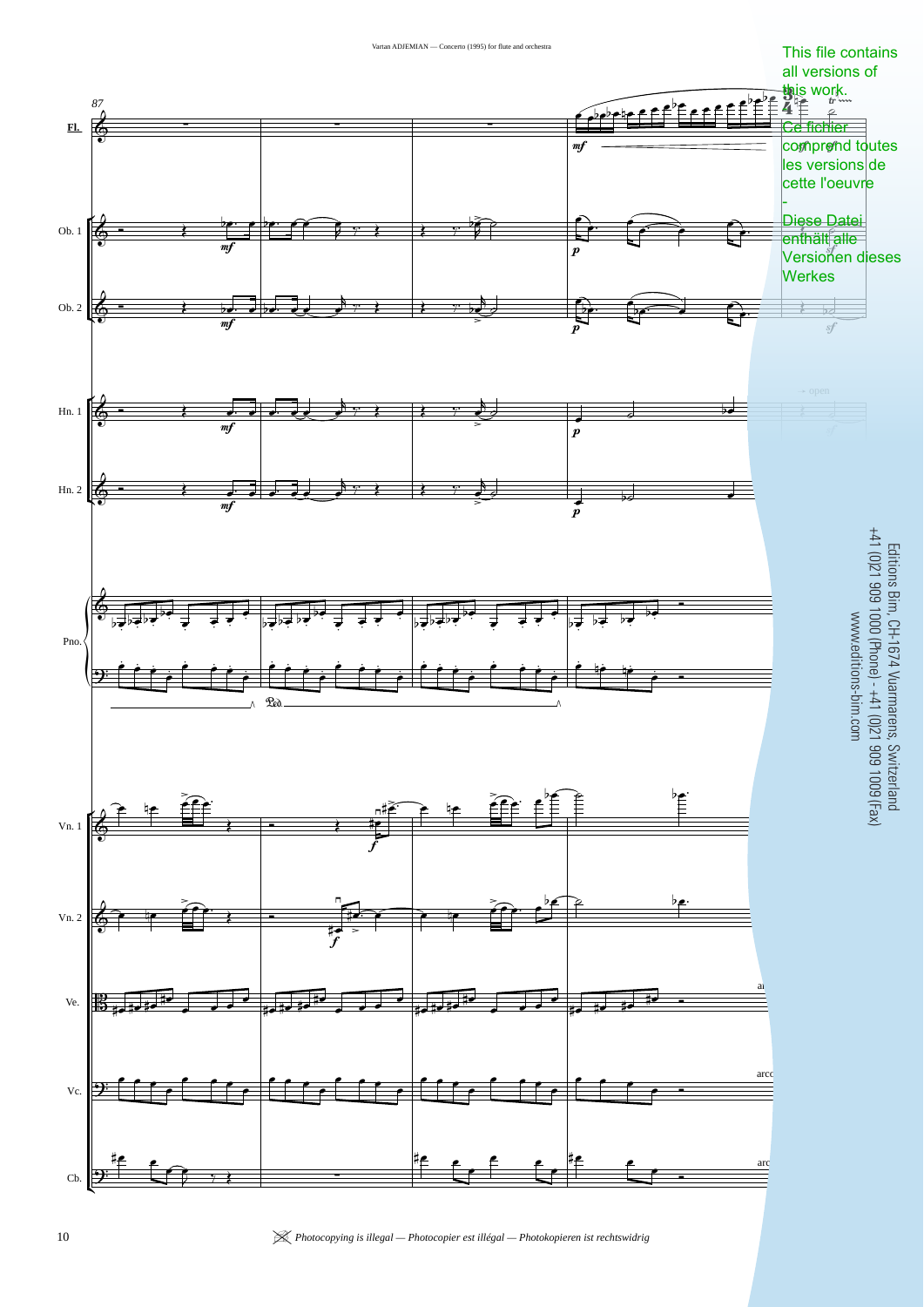This file contains all versions of this work.

Ce fichier comprend toutes les versions de cette l'oeuvre

-

Diese Datei enthält alle Versionen dieses Werkes

Editions Bim, CH-1674 Vuarmarens, Switzerland
+41 (0)21 909 1000 (Phone) - +41 (0)21 909 1009 (Fax)
www.editions-bim.com